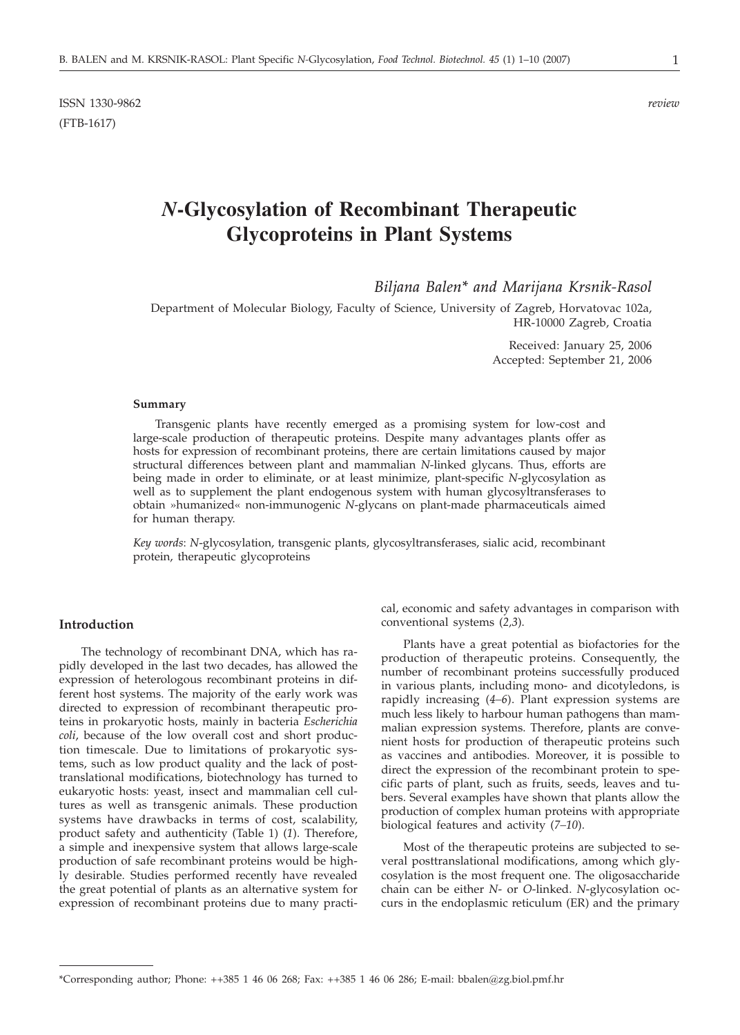ISSN 1330-9862 *review*

(FTB-1617)

# *N*-Glycosylation of Recombinant Therapeutic Glycoproteins in Plant Systems

*Biljana Balen\* and Marijana Krsnik-Rasol*

Department of Molecular Biology, Faculty of Science, University of Zagreb, Horvatovac 102a, HR-10000 Zagreb, Croatia

Received: January 25, 2006
Accepted: September 21, 2006

#### Summary

Transgenic plants have recently emerged as a promising system for low-cost and large-scale production of therapeutic proteins. Despite many advantages plants offer as hosts for expression of recombinant proteins, there are certain limitations caused by major structural differences between plant and mammalian *N*-linked glycans. Thus, efforts are being made in order to eliminate, or at least minimize, plant-specific *N*-glycosylation as well as to supplement the plant endogenous system with human glycosyltransferases to obtain »humanized« non-immunogenic *N*-glycans on plant-made pharmaceuticals aimed for human therapy.

*Key words*: *N*-glycosylation, transgenic plants, glycosyltransferases, sialic acid, recombinant protein, therapeutic glycoproteins

## Introduction

The technology of recombinant DNA, which has rapidly developed in the last two decades, has allowed the expression of heterologous recombinant proteins in different host systems. The majority of the early work was directed to expression of recombinant therapeutic proteins in prokaryotic hosts, mainly in bacteria *Escherichia coli*, because of the low overall cost and short production timescale. Due to limitations of prokaryotic systems, such as low product quality and the lack of posttranslational modifications, biotechnology has turned to eukaryotic hosts: yeast, insect and mammalian cell cultures as well as transgenic animals. These production systems have drawbacks in terms of cost, scalability, product safety and authenticity (Table 1) (*1*). Therefore, a simple and inexpensive system that allows large-scale production of safe recombinant proteins would be highly desirable. Studies performed recently have revealed the great potential of plants as an alternative system for expression of recombinant proteins due to many practical, economic and safety advantages in comparison with conventional systems (*2,3*).

Plants have a great potential as biofactories for the production of therapeutic proteins. Consequently, the number of recombinant proteins successfully produced in various plants, including mono- and dicotyledons, is rapidly increasing (*4–6*). Plant expression systems are much less likely to harbour human pathogens than mammalian expression systems. Therefore, plants are convenient hosts for production of therapeutic proteins such as vaccines and antibodies. Moreover, it is possible to direct the expression of the recombinant protein to specific parts of plant, such as fruits, seeds, leaves and tubers. Several examples have shown that plants allow the production of complex human proteins with appropriate biological features and activity (*7–10*).

Most of the therapeutic proteins are subjected to several posttranslational modifications, among which glycosylation is the most frequent one. The oligosaccharide chain can be either *N*- or *O*-linked. *N*-glycosylation occurs in the endoplasmic reticulum (ER) and the primary

\*Corresponding author; Phone: ++385 1 46 06 268; Fax: ++385 1 46 06 286; E-mail: bbalen@zg.biol.pmf.hr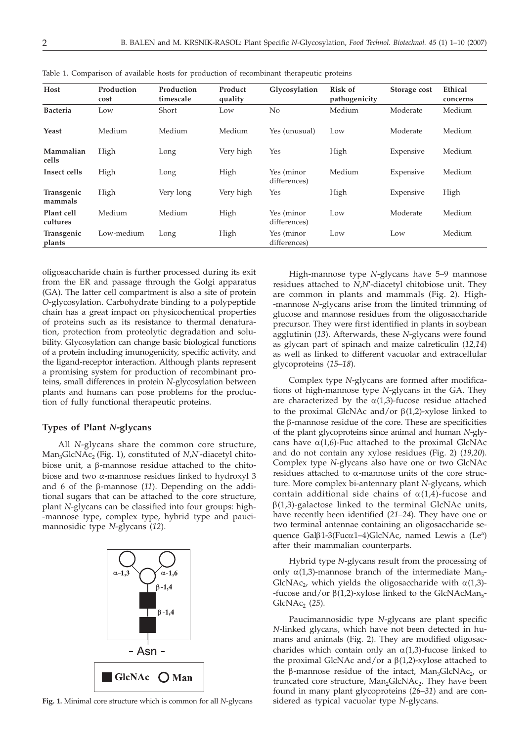Table 1. Comparison of available hosts for production of recombinant therapeutic proteins

| Host | Production cost | Production timescale | Product quality | Glycosylation | Risk of pathogenicity | Storage cost | Ethical concerns |
|---|---|---|---|---|---|---|---|
| **Bacteria** | Low | Short | Low | No | Medium | Moderate | Medium |
| **Yeast** | Medium | Medium | Medium | Yes (unusual) | Low | Moderate | Medium |
| **Mammalian cells** | High | Long | Very high | Yes | High | Expensive | Medium |
| **Insect cells** | High | Long | High | Yes (minor differences) | Medium | Expensive | Medium |
| **Transgenic mammals** | High | Very long | Very high | Yes | High | Expensive | High |
| **Plant cell cultures** | Medium | Medium | High | Yes (minor differences) | Low | Moderate | Medium |
| **Transgenic plants** | Low-medium | Long | High | Yes (minor differences) | Low | Low | Medium |

oligosaccharide chain is further processed during its exit from the ER and passage through the Golgi apparatus (GA). The latter cell compartment is also a site of protein *O*-glycosylation. Carbohydrate binding to a polypeptide chain has a great impact on physicochemical properties of proteins such as its resistance to thermal denaturation, protection from proteolytic degradation and solubility. Glycosylation can change basic biological functions of a protein including imunogenicity, specific activity, and the ligand-receptor interaction. Although plants represent a promising system for production of recombinant proteins, small differences in protein *N*-glycosylation between plants and humans can pose problems for the production of fully functional therapeutic proteins.

## Types of Plant *N*-glycans

All *N*-glycans share the common core structure, $Man_3GlcNAc_2$ (Fig. 1), constituted of *N*,*N'*-diacetyl chitobiose unit, a β-mannose residue attached to the chitobiose and two α-mannose residues linked to hydroxyl 3 and 6 of the β-mannose (*11*). Depending on the additional sugars that can be attached to the core structure, plant *N*-glycans can be classified into four groups: high-mannose type, complex type, hybrid type and paucimannosidic type *N*-glycans (*12*).

**Fig. 1.** Minimal core structure which is common for all *N*-glycans

High-mannose type *N*-glycans have 5–9 mannose residues attached to *N*,*N'*-diacetyl chitobiose unit. They are common in plants and mammals (Fig. 2). High-mannose *N*-glycans arise from the limited trimming of glucose and mannose residues from the oligosaccharide precursor. They were first identified in plants in soybean agglutinin (*13*). Afterwards, these *N*-glycans were found as glycan part of spinach and maize calreticulin (*12,14*) as well as linked to different vacuolar and extracellular glycoproteins (*15–18*).

Complex type *N*-glycans are formed after modifications of high-mannose type *N*-glycans in the GA. They are characterized by the α(1,3)-fucose residue attached to the proximal GlcNAc and/or β(1,2)-xylose linked to the β-mannose residue of the core. These are specificities of the plant glycoproteins since animal and human *N*-glycans have α(1,6)-Fuc attached to the proximal GlcNAc and do not contain any xylose residues (Fig. 2) (*19,20*). Complex type *N*-glycans also have one or two GlcNAc residues attached to α-mannose units of the core structure. More complex bi-antennary plant *N*-glycans, which contain additional side chains of α(1,4)-fucose and β(1,3)-galactose linked to the terminal GlcNAc units, have recently been identified (*21–24*). They have one or two terminal antennae containing an oligosaccharide sequence Galβ1-3(Fucα1–4)GlcNAc, named Lewis a ($Le^a$) after their mammalian counterparts.

Hybrid type *N*-glycans result from the processing of only α(1,3)-mannose branch of the intermediate $Man_5GlcNAc_2$, which yields the oligosaccharide with α(1,3)-fucose and/or β(1,2)-xylose linked to the $GlcNAcMan_5GlcNAc_2$ (*25*).

Paucimannosidic type *N*-glycans are plant specific *N*-linked glycans, which have not been detected in humans and animals (Fig. 2). They are modified oligosaccharides which contain only an α(1,3)-fucose linked to the proximal GlcNAc and/or a β(1,2)-xylose attached to the β-mannose residue of the intact, $Man_3GlcNAc_2$, or truncated core structure, $Man_2GlcNAc_2$. They have been found in many plant glycoproteins (*26–31*) and are considered as typical vacuolar type *N*-glycans.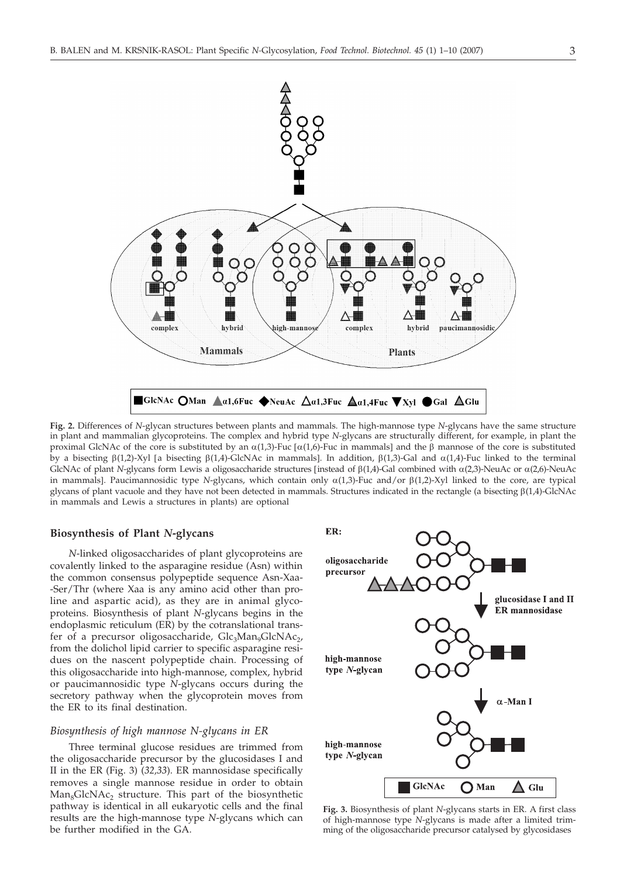**Fig. 2.** Differences of *N*-glycan structures between plants and mammals. The high-mannose type *N*-glycans have the same structure in plant and mammalian glycoproteins. The complex and hybrid type *N*-glycans are structurally different, for example, in plant the proximal GlcNAc of the core is substituted by an α(1,3)-Fuc [α(1,6)-Fuc in mammals] and the β mannose of the core is substituted by a bisecting β(1,2)-Xyl [a bisecting β(1,4)-GlcNAc in mammals]. In addition, β(1,3)-Gal and α(1,4)-Fuc linked to the terminal GlcNAc of plant *N*-glycans form Lewis a oligosaccharide structures [instead of β(1,4)-Gal combined with α(2,3)-NeuAc or α(2,6)-NeuAc in mammals]. Paucimannosidic type *N*-glycans, which contain only α(1,3)-Fuc and/or β(1,2)-Xyl linked to the core, are typical glycans of plant vacuole and they have not been detected in mammals. Structures indicated in the rectangle (a bisecting β(1,4)-GlcNAc in mammals and Lewis a structures in plants) are optional

## Biosynthesis of Plant *N*-glycans

*N*-linked oligosaccharides of plant glycoproteins are covalently linked to the asparagine residue (Asn) within the common consensus polypeptide sequence Asn-Xaa-Ser/Thr (where Xaa is any amino acid other than proline and aspartic acid), as they are in animal glycoproteins. Biosynthesis of plant *N*-glycans begins in the endoplasmic reticulum (ER) by the cotranslational transfer of a precursor oligosaccharide, $Glc_3Man_9GlcNAc_2$, from the dolichol lipid carrier to specific asparagine residues on the nascent polypeptide chain. Processing of this oligosaccharide into high-mannose, complex, hybrid or paucimannosidic type *N*-glycans occurs during the secretory pathway when the glycoprotein moves from the ER to its final destination.

### *Biosynthesis of high mannose N-glycans in ER*

Three terminal glucose residues are trimmed from the oligosaccharide precursor by the glucosidases I and II in the ER (Fig. 3) (*32,33*). ER mannosidase specifically removes a single mannose residue in order to obtain $Man_8GlcNAc_2$ structure. This part of the biosynthetic pathway is identical in all eukaryotic cells and the final results are the high-mannose type *N*-glycans which can be further modified in the GA.

**Fig. 3.** Biosynthesis of plant *N*-glycans starts in ER. A first class of high-mannose type *N*-glycans is made after a limited trimming of the oligosaccharide precursor catalysed by glycosidases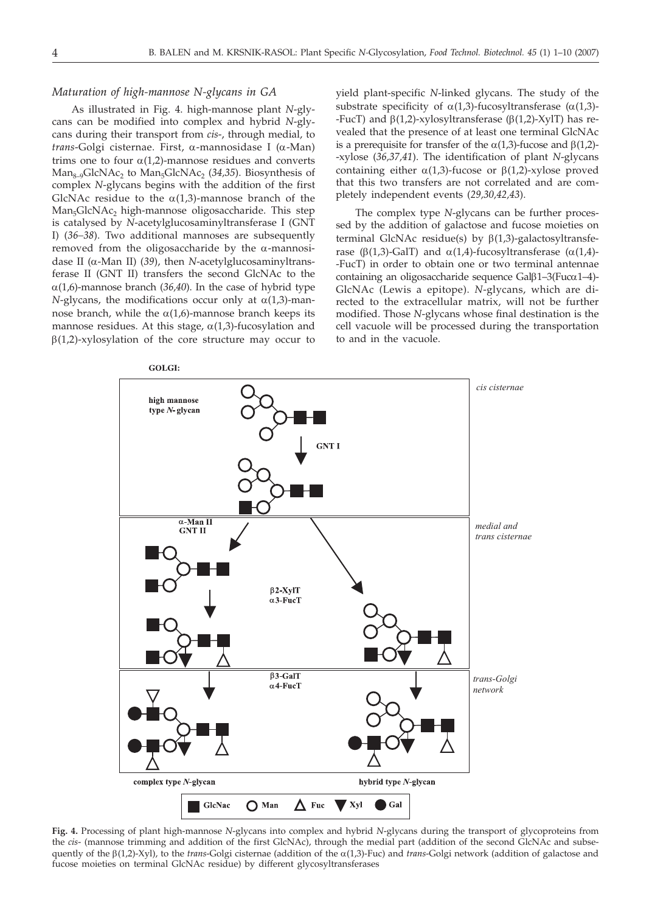### *Maturation of high-mannose N-glycans in GA*

As illustrated in Fig. 4. high-mannose plant *N*-glycans can be modified into complex and hybrid *N*-glycans during their transport from *cis*-, through medial, to *trans*-Golgi cisternae. First, α-mannosidase I (α-Man) trims one to four α(1,2)-mannose residues and converts $Man_{8-9}GlcNAc_2$ to $Man_5GlcNAc_2$ (*34,35*). Biosynthesis of complex *N*-glycans begins with the addition of the first GlcNAc residue to the α(1,3)-mannose branch of the $Man_5GlcNAc_2$ high-mannose oligosaccharide. This step is catalysed by *N*-acetylglucosaminyltransferase I (GNT I) (*36–38*). Two additional mannoses are subsequently removed from the oligosaccharide by the α-mannosidase II (α-Man II) (*39*), then *N*-acetylglucosaminyltransferase II (GNT II) transfers the second GlcNAc to the α(1,6)-mannose branch (*36,40*). In the case of hybrid type *N*-glycans, the modifications occur only at α(1,3)-mannose branch, while the α(1,6)-mannose branch keeps its mannose residues. At this stage, α(1,3)-fucosylation and β(1,2)-xylosylation of the core structure may occur to yield plant-specific *N*-linked glycans. The study of the substrate specificity of α(1,3)-fucosyltransferase (α(1,3)-FucT) and β(1,2)-xylosyltransferase (β(1,2)-XylT) has revealed that the presence of at least one terminal GlcNAc is a prerequisite for transfer of the α(1,3)-fucose and β(1,2)-xylose (*36,37,41*). The identification of plant *N*-glycans containing either α(1,3)-fucose or β(1,2)-xylose proved that this two transfers are not correlated and are completely independent events (*29,30,42,43*).

The complex type *N*-glycans can be further processed by the addition of galactose and fucose moieties on terminal GlcNAc residue(s) by β(1,3)-galactosyltransferase (β(1,3)-GalT) and α(1,4)-fucosyltransferase (α(1,4)-FucT) in order to obtain one or two terminal antennae containing an oligosaccharide sequence Galβ1–3(Fucα1–4)-GlcNAc (Lewis a epitope). *N*-glycans, which are directed to the extracellular matrix, will not be further modified. Those *N*-glycans whose final destination is the cell vacuole will be processed during the transportation to and in the vacuole.

**Fig. 4.** Processing of plant high-mannose *N*-glycans into complex and hybrid *N*-glycans during the transport of glycoproteins from the *cis*- (mannose trimming and addition of the first GlcNAc), through the medial part (addition of the second GlcNAc and subsequently of the β(1,2)-Xyl), to the *trans*-Golgi cisternae (addition of the α(1,3)-Fuc) and *trans*-Golgi network (addition of galactose and fucose moieties on terminal GlcNAc residue) by different glycosyltransferases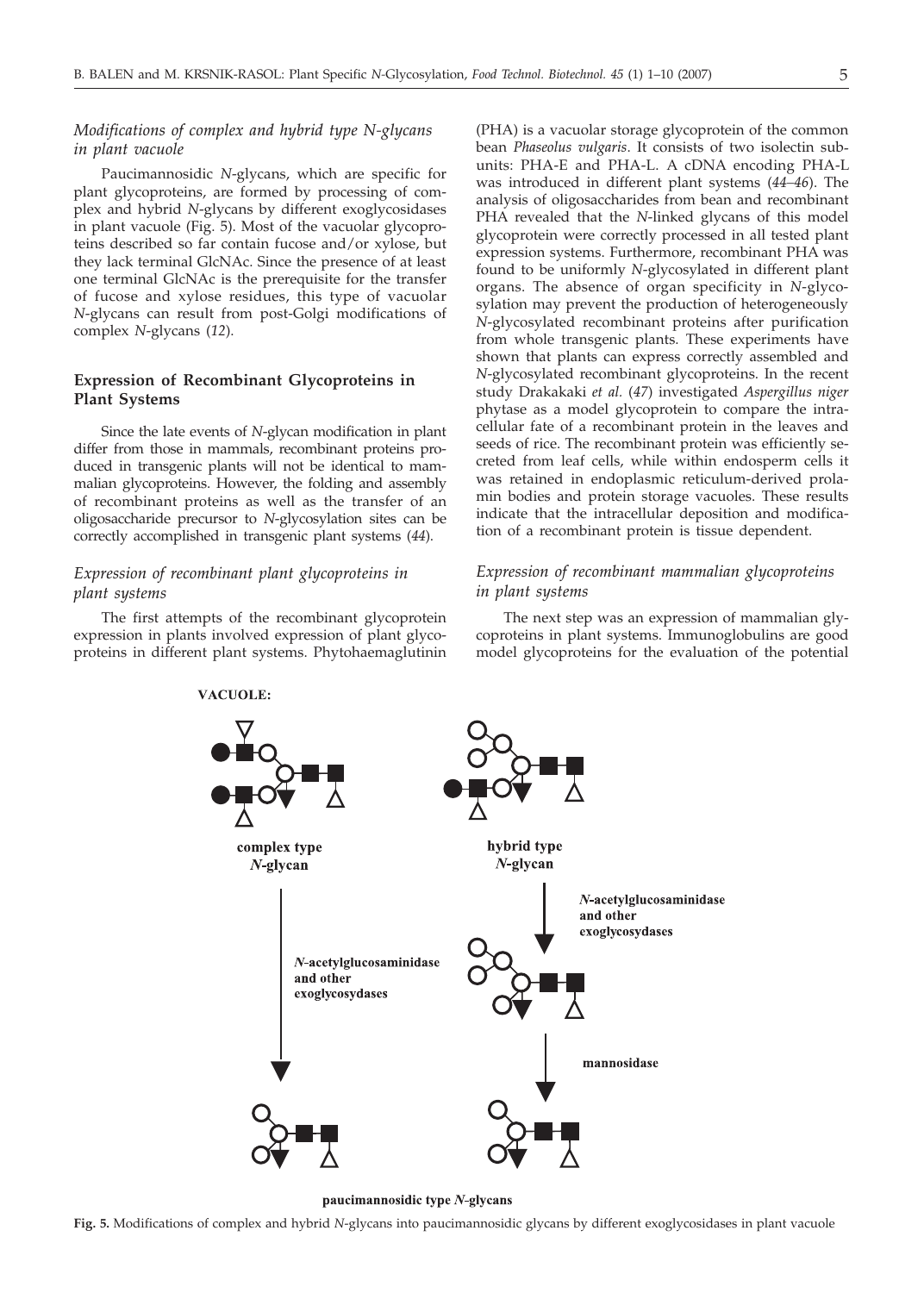### *Modifications of complex and hybrid type N-glycans in plant vacuole*

Paucimannosidic *N*-glycans, which are specific for plant glycoproteins, are formed by processing of complex and hybrid *N*-glycans by different exoglycosidases in plant vacuole (Fig. 5). Most of the vacuolar glycoproteins described so far contain fucose and/or xylose, but they lack terminal GlcNAc. Since the presence of at least one terminal GlcNAc is the prerequisite for the transfer of fucose and xylose residues, this type of vacuolar *N*-glycans can result from post-Golgi modifications of complex *N*-glycans (*12*).

## Expression of Recombinant Glycoproteins in Plant Systems

Since the late events of *N*-glycan modification in plant differ from those in mammals, recombinant proteins produced in transgenic plants will not be identical to mammalian glycoproteins. However, the folding and assembly of recombinant proteins as well as the transfer of an oligosaccharide precursor to *N*-glycosylation sites can be correctly accomplished in transgenic plant systems (*44*).

### *Expression of recombinant plant glycoproteins in plant systems*

The first attempts of the recombinant glycoprotein expression in plants involved expression of plant glycoproteins in different plant systems. Phytohaemaglutinin (PHA) is a vacuolar storage glycoprotein of the common bean *Phaseolus vulgaris*. It consists of two isolectin subunits: PHA-E and PHA-L. A cDNA encoding PHA-L was introduced in different plant systems (*44–46*). The analysis of oligosaccharides from bean and recombinant PHA revealed that the *N*-linked glycans of this model glycoprotein were correctly processed in all tested plant expression systems. Furthermore, recombinant PHA was found to be uniformly *N*-glycosylated in different plant organs. The absence of organ specificity in *N*-glycosylation may prevent the production of heterogeneously *N*-glycosylated recombinant proteins after purification from whole transgenic plants. These experiments have shown that plants can express correctly assembled and *N*-glycosylated recombinant glycoproteins. In the recent study Drakakaki *et al.* (*47*) investigated *Aspergillus niger* phytase as a model glycoprotein to compare the intracellular fate of a recombinant protein in the leaves and seeds of rice. The recombinant protein was efficiently secreted from leaf cells, while within endosperm cells it was retained in endoplasmic reticulum-derived prolamin bodies and protein storage vacuoles. These results indicate that the intracellular deposition and modification of a recombinant protein is tissue dependent.

### *Expression of recombinant mammalian glycoproteins in plant systems*

The next step was an expression of mammalian glycoproteins in plant systems. Immunoglobulins are good model glycoproteins for the evaluation of the potential

**Fig. 5.** Modifications of complex and hybrid *N*-glycans into paucimannosidic glycans by different exoglycosidases in plant vacuole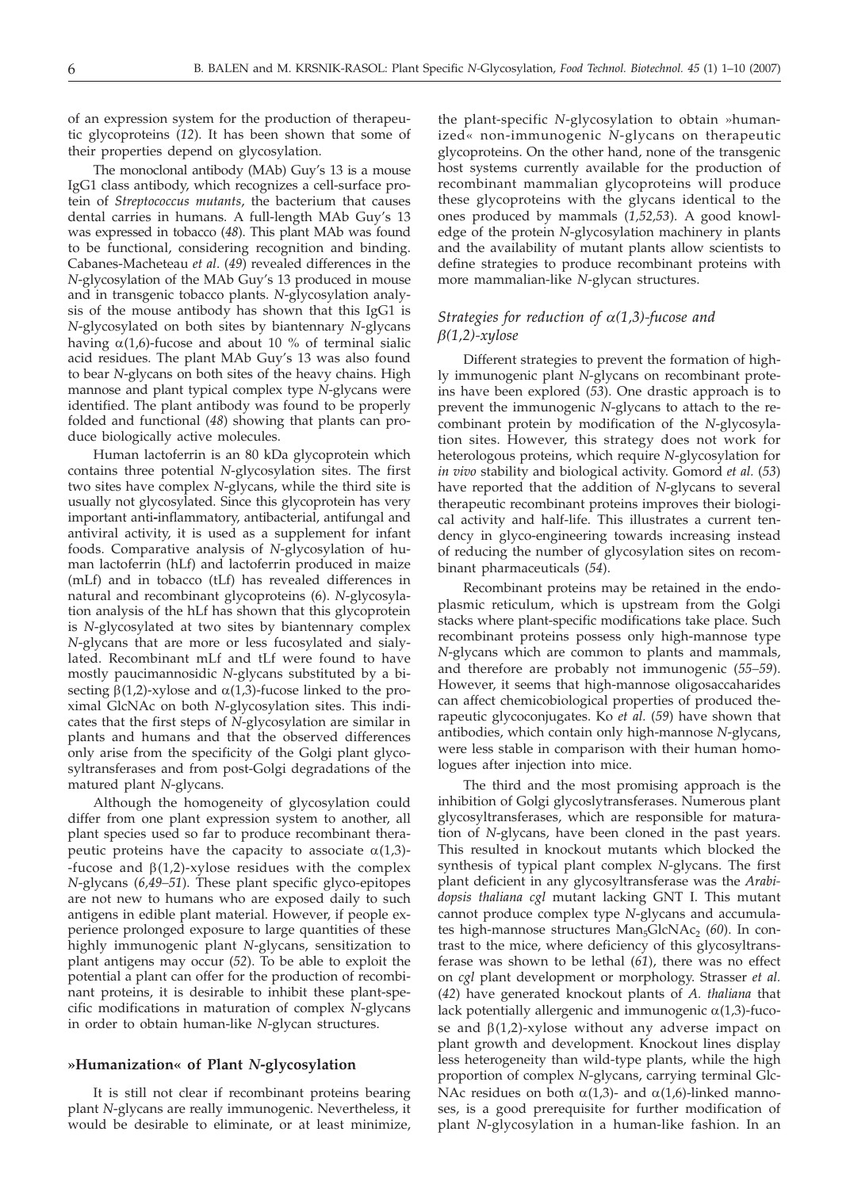of an expression system for the production of therapeutic glycoproteins (*12*). It has been shown that some of their properties depend on glycosylation.

The monoclonal antibody (MAb) Guy's 13 is a mouse IgG1 class antibody, which recognizes a cell-surface protein of *Streptococcus mutants*, the bacterium that causes dental carries in humans. A full-length MAb Guy's 13 was expressed in tobacco (*48*). This plant MAb was found to be functional, considering recognition and binding. Cabanes-Macheteau *et al*. (*49*) revealed differences in the *N*-glycosylation of the MAb Guy's 13 produced in mouse and in transgenic tobacco plants. *N*-glycosylation analysis of the mouse antibody has shown that this IgG1 is *N*-glycosylated on both sites by biantennary *N*-glycans having α(1,6)-fucose and about 10 % of terminal sialic acid residues. The plant MAb Guy's 13 was also found to bear *N*-glycans on both sites of the heavy chains. High mannose and plant typical complex type *N*-glycans were identified. The plant antibody was found to be properly folded and functional (*48*) showing that plants can produce biologically active molecules.

Human lactoferrin is an 80 kDa glycoprotein which contains three potential *N*-glycosylation sites. The first two sites have complex *N*-glycans, while the third site is usually not glycosylated. Since this glycoprotein has very important anti-inflammatory, antibacterial, antifungal and antiviral activity, it is used as a supplement for infant foods. Comparative analysis of *N*-glycosylation of human lactoferrin (hLf) and lactoferrin produced in maize (mLf) and in tobacco (tLf) has revealed differences in natural and recombinant glycoproteins (*6*). *N*-glycosylation analysis of the hLf has shown that this glycoprotein is *N*-glycosylated at two sites by biantennary complex *N*-glycans that are more or less fucosylated and sialylated. Recombinant mLf and tLf were found to have mostly paucimannosidic *N*-glycans substituted by a bisecting β(1,2)-xylose and α(1,3)-fucose linked to the proximal GlcNAc on both *N*-glycosylation sites. This indicates that the first steps of *N*-glycosylation are similar in plants and humans and that the observed differences only arise from the specificity of the Golgi plant glycosyltransferases and from post-Golgi degradations of the matured plant *N*-glycans.

Although the homogeneity of glycosylation could differ from one plant expression system to another, all plant species used so far to produce recombinant therapeutic proteins have the capacity to associate α(1,3)-fucose and β(1,2)-xylose residues with the complex *N*-glycans (*6,49–51*). These plant specific glyco-epitopes are not new to humans who are exposed daily to such antigens in edible plant material. However, if people experience prolonged exposure to large quantities of these highly immunogenic plant *N*-glycans, sensitization to plant antigens may occur (*52*). To be able to exploit the potential a plant can offer for the production of recombinant proteins, it is desirable to inhibit these plant-specific modifications in maturation of complex *N*-glycans in order to obtain human-like *N*-glycan structures.

## »Humanization« of Plant *N*-glycosylation

It is still not clear if recombinant proteins bearing plant *N*-glycans are really immunogenic. Nevertheless, it would be desirable to eliminate, or at least minimize, the plant-specific *N*-glycosylation to obtain »humanized« non-immunogenic *N*-glycans on therapeutic glycoproteins. On the other hand, none of the transgenic host systems currently available for the production of recombinant mammalian glycoproteins will produce these glycoproteins with the glycans identical to the ones produced by mammals (*1,52,53*). A good knowledge of the protein *N*-glycosylation machinery in plants and the availability of mutant plants allow scientists to define strategies to produce recombinant proteins with more mammalian-like *N*-glycan structures.

### *Strategies for reduction of α(1,3)-fucose and β(1,2)-xylose*

Different strategies to prevent the formation of highly immunogenic plant *N*-glycans on recombinant proteins have been explored (*53*). One drastic approach is to prevent the immunogenic *N*-glycans to attach to the recombinant protein by modification of the *N*-glycosylation sites. However, this strategy does not work for heterologous proteins, which require *N*-glycosylation for *in vivo* stability and biological activity. Gomord *et al.* (*53*) have reported that the addition of *N*-glycans to several therapeutic recombinant proteins improves their biological activity and half-life. This illustrates a current tendency in glyco-engineering towards increasing instead of reducing the number of glycosylation sites on recombinant pharmaceuticals (*54*).

Recombinant proteins may be retained in the endoplasmic reticulum, which is upstream from the Golgi stacks where plant-specific modifications take place. Such recombinant proteins possess only high-mannose type *N*-glycans which are common to plants and mammals, and therefore are probably not immunogenic (*55–59*). However, it seems that high-mannose oligosaccaharides can affect chemicobiological properties of produced therapeutic glycoconjugates. Ko *et al.* (*59*) have shown that antibodies, which contain only high-mannose *N*-glycans, were less stable in comparison with their human homologues after injection into mice.

The third and the most promising approach is the inhibition of Golgi glycoslytransferases. Numerous plant glycosyltransferases, which are responsible for maturation of *N*-glycans, have been cloned in the past years. This resulted in knockout mutants which blocked the synthesis of typical plant complex *N*-glycans. The first plant deficient in any glycosyltransferase was the *Arabidopsis thaliana cgl* mutant lacking GNT I. This mutant cannot produce complex type *N*-glycans and accumulates high-mannose structures $Man_5GlcNAc_2$ (*60*). In contrast to the mice, where deficiency of this glycosyltransferase was shown to be lethal (*61*), there was no effect on *cgl* plant development or morphology. Strasser *et al.* (*42*) have generated knockout plants of *A. thaliana* that lack potentially allergenic and immunogenic α(1,3)-fucose and β(1,2)-xylose without any adverse impact on plant growth and development. Knockout lines display less heterogeneity than wild-type plants, while the high proportion of complex *N*-glycans, carrying terminal GlcNAc residues on both α(1,3)- and α(1,6)-linked mannoses, is a good prerequisite for further modification of plant *N*-glycosylation in a human-like fashion. In an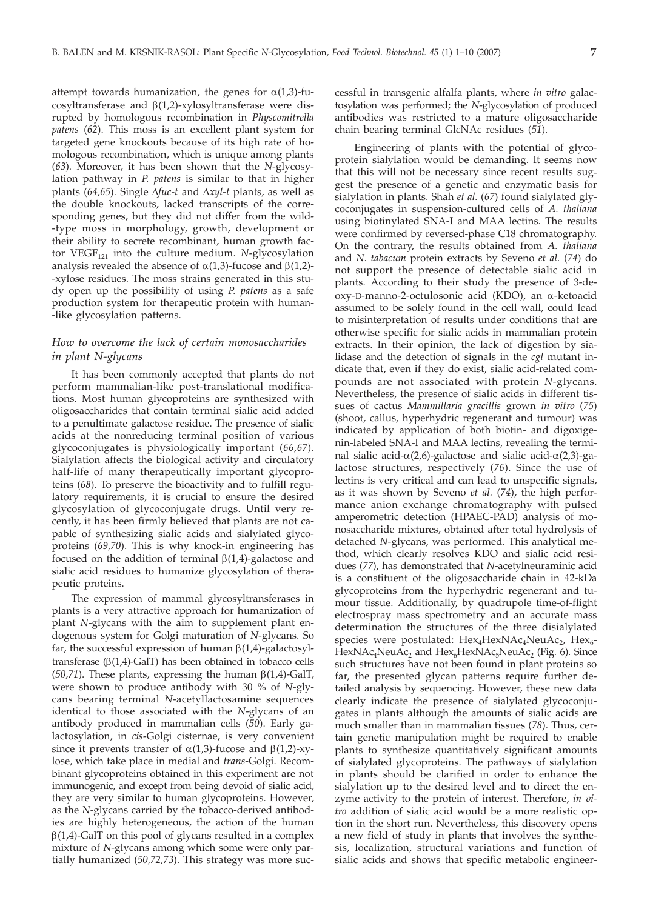attempt towards humanization, the genes for α(1,3)-fucosyltransferase and β(1,2)-xylosyltransferase were disrupted by homologous recombination in *Physcomitrella patens* (*62*). This moss is an excellent plant system for targeted gene knockouts because of its high rate of homologous recombination, which is unique among plants (*63*). Moreover, it has been shown that the *N*-glycosylation pathway in *P. patens* is similar to that in higher plants (*64,65*). Single Δ*fuc-t* and Δ*xyl-t* plants, as well as the double knockouts, lacked transcripts of the corresponding genes, but they did not differ from the wild-type moss in morphology, growth, development or their ability to secrete recombinant, human growth factor $VEGF_{121}$ into the culture medium. *N*-glycosylation analysis revealed the absence of α(1,3)-fucose and β(1,2)-xylose residues. The moss strains generated in this study open up the possibility of using *P. patens* as a safe production system for therapeutic protein with human-like glycosylation patterns.

### *How to overcome the lack of certain monosaccharides in plant N-glycans*

It has been commonly accepted that plants do not perform mammalian-like post-translational modifications. Most human glycoproteins are synthesized with oligosaccharides that contain terminal sialic acid added to a penultimate galactose residue. The presence of sialic acids at the nonreducing terminal position of various glycoconjugates is physiologically important (*66,67*). Sialylation affects the biological activity and circulatory half-life of many therapeutically important glycoproteins (*68*). To preserve the bioactivity and to fulfill regulatory requirements, it is crucial to ensure the desired glycosylation of glycoconjugate drugs. Until very recently, it has been firmly believed that plants are not capable of synthesizing sialic acids and sialylated glycoproteins (*69,70*). This is why knock-in engineering has focused on the addition of terminal β(1,4)-galactose and sialic acid residues to humanize glycosylation of therapeutic proteins.

The expression of mammal glycosyltransferases in plants is a very attractive approach for humanization of plant *N*-glycans with the aim to supplement plant endogenous system for Golgi maturation of *N*-glycans. So far, the successful expression of human β(1,4)-galactosyltransferase (β(1,4)-GalT) has been obtained in tobacco cells (*50,71*). These plants, expressing the human β(1,4)-GalT, were shown to produce antibody with 30 % of *N*-glycans bearing terminal *N*-acetyllactosamine sequences identical to those associated with the *N*-glycans of an antibody produced in mammalian cells (*50*). Early galactosylation, in *cis*-Golgi cisternae, is very convenient since it prevents transfer of α(1,3)-fucose and β(1,2)-xylose, which take place in medial and *trans*-Golgi. Recombinant glycoproteins obtained in this experiment are not immunogenic, and except from being devoid of sialic acid, they are very similar to human glycoproteins. However, as the *N*-glycans carried by the tobacco-derived antibodies are highly heterogeneous, the action of the human β(1,4)-GalT on this pool of glycans resulted in a complex mixture of *N*-glycans among which some were only partially humanized (*50,72,73*). This strategy was more successful in transgenic alfalfa plants, where *in vitro* galactosylation was performed; the *N*-glycosylation of produced antibodies was restricted to a mature oligosaccharide chain bearing terminal GlcNAc residues (*51*).

Engineering of plants with the potential of glycoprotein sialylation would be demanding. It seems now that this will not be necessary since recent results suggest the presence of a genetic and enzymatic basis for sialylation in plants. Shah *et al.* (*67*) found sialylated glycoconjugates in suspension-cultured cells of *A. thaliana* using biotinylated SNA-I and MAA lectins. The results were confirmed by reversed-phase C18 chromatography. On the contrary, the results obtained from *A. thaliana* and *N. tabacum* protein extracts by Seveno *et al.* (*74*) do not support the presence of detectable sialic acid in plants. According to their study the presence of 3-deoxy-D-manno-2-octulosonic acid (KDO), an α-ketoacid assumed to be solely found in the cell wall, could lead to misinterpretation of results under conditions that are otherwise specific for sialic acids in mammalian protein extracts. In their opinion, the lack of digestion by sialidase and the detection of signals in the *cgl* mutant indicate that, even if they do exist, sialic acid-related compounds are not associated with protein *N*-glycans. Nevertheless, the presence of sialic acids in different tissues of cactus *Mammillaria gracillis* grown *in vitro* (*75*) (shoot, callus, hyperhydric regenerant and tumour) was indicated by application of both biotin- and digoxigenin-labeled SNA-I and MAA lectins, revealing the terminal sialic acid-α(2,6)-galactose and sialic acid-α(2,3)-galactose structures, respectively (*76*). Since the use of lectins is very critical and can lead to unspecific signals, as it was shown by Seveno *et al.* (*74*), the high performance anion exchange chromatography with pulsed amperometric detection (HPAEC-PAD) analysis of monosaccharide mixtures, obtained after total hydrolysis of detached *N*-glycans, was performed. This analytical method, which clearly resolves KDO and sialic acid residues (*77*), has demonstrated that *N*-acetylneuraminic acid is a constituent of the oligosaccharide chain in 42-kDa glycoproteins from the hyperhydric regenerant and tumour tissue. Additionally, by quadrupole time-of-flight electrospray mass spectrometry and an accurate mass determination the structures of the three disialylated species were postulated: $Hex_4HexNAc_4NeuAc_2$, $Hex_6HexNAc_4NeuAc_2$ and $Hex_6HexNAc_5NeuAc_2$ (Fig. 6). Since such structures have not been found in plant proteins so far, the presented glycan patterns require further detailed analysis by sequencing. However, these new data clearly indicate the presence of sialylated glycoconjugates in plants although the amounts of sialic acids are much smaller than in mammalian tissues (*78*). Thus, certain genetic manipulation might be required to enable plants to synthesize quantitatively significant amounts of sialylated glycoproteins. The pathways of sialylation in plants should be clarified in order to enhance the sialylation up to the desired level and to direct the enzyme activity to the protein of interest. Therefore, *in vitro* addition of sialic acid would be a more realistic option in the short run. Nevertheless, this discovery opens a new field of study in plants that involves the synthesis, localization, structural variations and function of sialic acids and shows that specific metabolic engineer-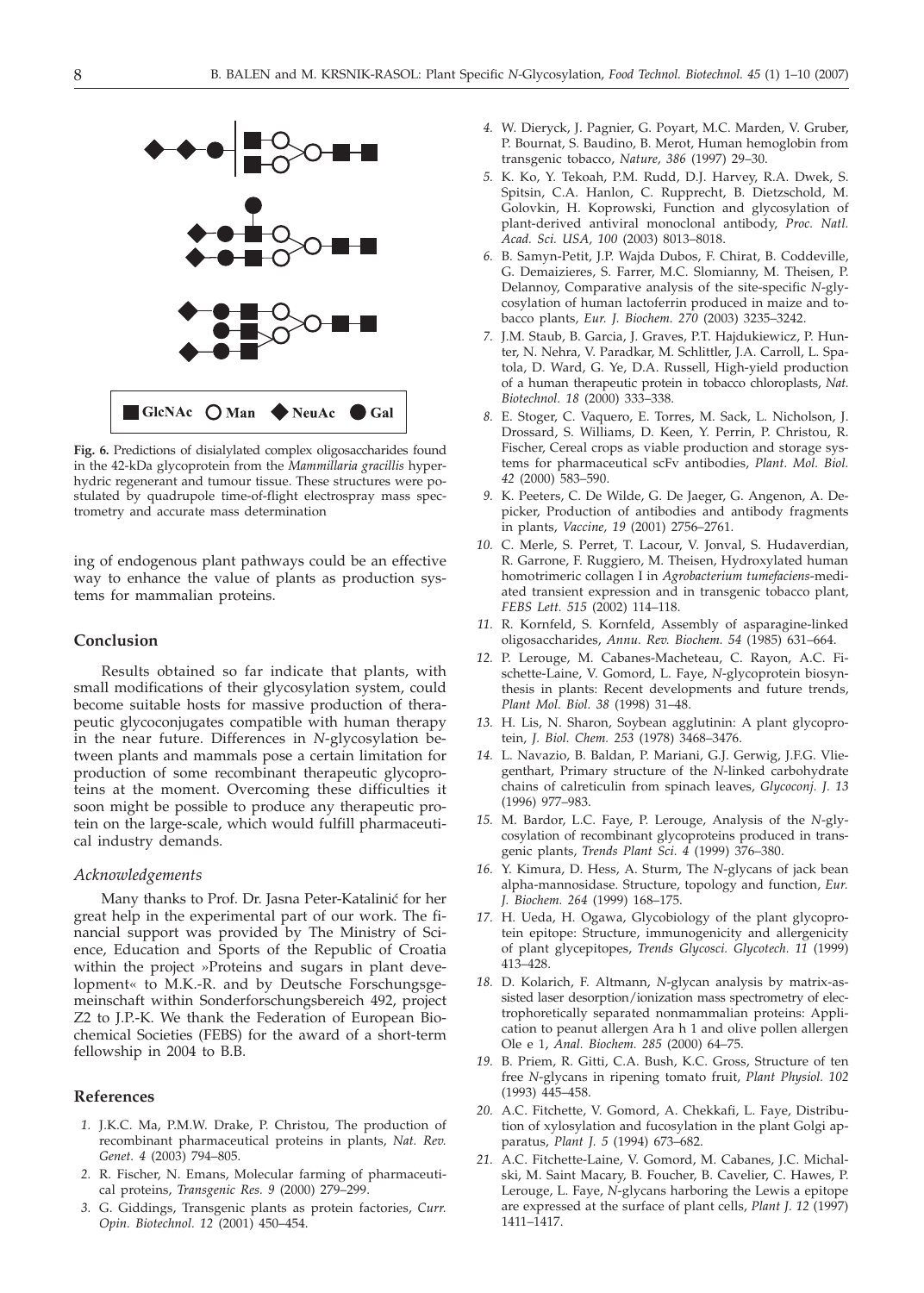GlcNAc Man NeuAc Gal

**Fig. 6.** Predictions of disialylated complex oligosaccharides found in the 42-kDa glycoprotein from the *Mammillaria gracillis* hyperhydric regenerant and tumour tissue. These structures were postulated by quadrupole time-of-flight electrospray mass spectrometry and accurate mass determination

ing of endogenous plant pathways could be an effective way to enhance the value of plants as production systems for mammalian proteins.

## Conclusion

Results obtained so far indicate that plants, with small modifications of their glycosylation system, could become suitable hosts for massive production of therapeutic glycoconjugates compatible with human therapy in the near future. Differences in *N*-glycosylation between plants and mammals pose a certain limitation for production of some recombinant therapeutic glycoproteins at the moment. Overcoming these difficulties it soon might be possible to produce any therapeutic protein on the large-scale, which would fulfill pharmaceutical industry demands.

### *Acknowledgements*

Many thanks to Prof. Dr. Jasna Peter-Katalinić for her great help in the experimental part of our work. The financial support was provided by The Ministry of Science, Education and Sports of the Republic of Croatia within the project »Proteins and sugars in plant development« to M.K.-R. and by Deutsche Forschungsgemeinschaft within Sonderforschungsbereich 492, project Z2 to J.P.-K. We thank the Federation of European Biochemical Societies (FEBS) for the award of a short-term fellowship in 2004 to B.B.

## References

1. J.K.C. Ma, P.M.W. Drake, P. Christou, The production of recombinant pharmaceutical proteins in plants, *Nat. Rev. Genet. 4* (2003) 794–805.
2. R. Fischer, N. Emans, Molecular farming of pharmaceutical proteins, *Transgenic Res. 9* (2000) 279–299.
3. G. Giddings, Transgenic plants as protein factories, *Curr. Opin. Biotechnol. 12* (2001) 450–454.
4. W. Dieryck, J. Pagnier, G. Poyart, M.C. Marden, V. Gruber, P. Bournat, S. Baudino, B. Merot, Human hemoglobin from transgenic tobacco, *Nature, 386* (1997) 29–30.
5. K. Ko, Y. Tekoah, P.M. Rudd, D.J. Harvey, R.A. Dwek, S. Spitsin, C.A. Hanlon, C. Rupprecht, B. Dietzschold, M. Golovkin, H. Koprowski, Function and glycosylation of plant-derived antiviral monoclonal antibody, *Proc. Natl. Acad. Sci. USA, 100* (2003) 8013–8018.
6. B. Samyn-Petit, J.P. Wajda Dubos, F. Chirat, B. Coddeville, G. Demaizieres, S. Farrer, M.C. Slomianny, M. Theisen, P. Delannoy, Comparative analysis of the site-specific *N*-glycosylation of human lactoferrin produced in maize and tobacco plants, *Eur. J. Biochem. 270* (2003) 3235–3242.
7. J.M. Staub, B. Garcia, J. Graves, P.T. Hajdukiewicz, P. Hunter, N. Nehra, V. Paradkar, M. Schlittler, J.A. Carroll, L. Spatola, D. Ward, G. Ye, D.A. Russell, High-yield production of a human therapeutic protein in tobacco chloroplasts, *Nat. Biotechnol. 18* (2000) 333–338.
8. E. Stoger, C. Vaquero, E. Torres, M. Sack, L. Nicholson, J. Drossard, S. Williams, D. Keen, Y. Perrin, P. Christou, R. Fischer, Cereal crops as viable production and storage systems for pharmaceutical scFv antibodies, *Plant. Mol. Biol. 42* (2000) 583–590.
9. K. Peeters, C. De Wilde, G. De Jaeger, G. Angenon, A. Depicker, Production of antibodies and antibody fragments in plants, *Vaccine, 19* (2001) 2756–2761.
10. C. Merle, S. Perret, T. Lacour, V. Jonval, S. Hudaverdian, R. Garrone, F. Ruggiero, M. Theisen, Hydroxylated human homotrimeric collagen I in *Agrobacterium tumefaciens*-mediated transient expression and in transgenic tobacco plant, *FEBS Lett. 515* (2002) 114–118.
11. R. Kornfeld, S. Kornfeld, Assembly of asparagine-linked oligosaccharides, *Annu. Rev. Biochem. 54* (1985) 631–664.
12. P. Lerouge, M. Cabanes-Macheteau, C. Rayon, A.C. Fischette-Laine, V. Gomord, L. Faye, *N*-glycoprotein biosynthesis in plants: Recent developments and future trends, *Plant Mol. Biol. 38* (1998) 31–48.
13. H. Lis, N. Sharon, Soybean agglutinin: A plant glycoprotein, *J. Biol. Chem. 253* (1978) 3468–3476.
14. L. Navazio, B. Baldan, P. Mariani, G.J. Gerwig, J.F.G. Vliegenthart, Primary structure of the *N*-linked carbohydrate chains of calreticulin from spinach leaves, *Glycoconj. J. 13* (1996) 977–983.
15. M. Bardor, L.C. Faye, P. Lerouge, Analysis of the *N*-glycosylation of recombinant glycoproteins produced in transgenic plants, *Trends Plant Sci. 4* (1999) 376–380.
16. Y. Kimura, D. Hess, A. Sturm, The *N*-glycans of jack bean alpha-mannosidase. Structure, topology and function, *Eur. J. Biochem. 264* (1999) 168–175.
17. H. Ueda, H. Ogawa, Glycobiology of the plant glycoprotein epitope: Structure, immunogenicity and allergenicity of plant glycepitopes, *Trends Glycosci. Glycotech. 11* (1999) 413–428.
18. D. Kolarich, F. Altmann, *N*-glycan analysis by matrix-assisted laser desorption/ionization mass spectrometry of electrophoretically separated nonmammalian proteins: Application to peanut allergen Ara h 1 and olive pollen allergen Ole e 1, *Anal. Biochem. 285* (2000) 64–75.
19. B. Priem, R. Gitti, C.A. Bush, K.C. Gross, Structure of ten free *N*-glycans in ripening tomato fruit, *Plant Physiol. 102* (1993) 445–458.
20. A.C. Fitchette, V. Gomord, A. Chekkafi, L. Faye, Distribution of xylosylation and fucosylation in the plant Golgi apparatus, *Plant J. 5* (1994) 673–682.
21. A.C. Fitchette-Laine, V. Gomord, M. Cabanes, J.C. Michalski, M. Saint Macary, B. Foucher, B. Cavelier, C. Hawes, P. Lerouge, L. Faye, *N*-glycans harboring the Lewis a epitope are expressed at the surface of plant cells, *Plant J. 12* (1997) 1411–1417.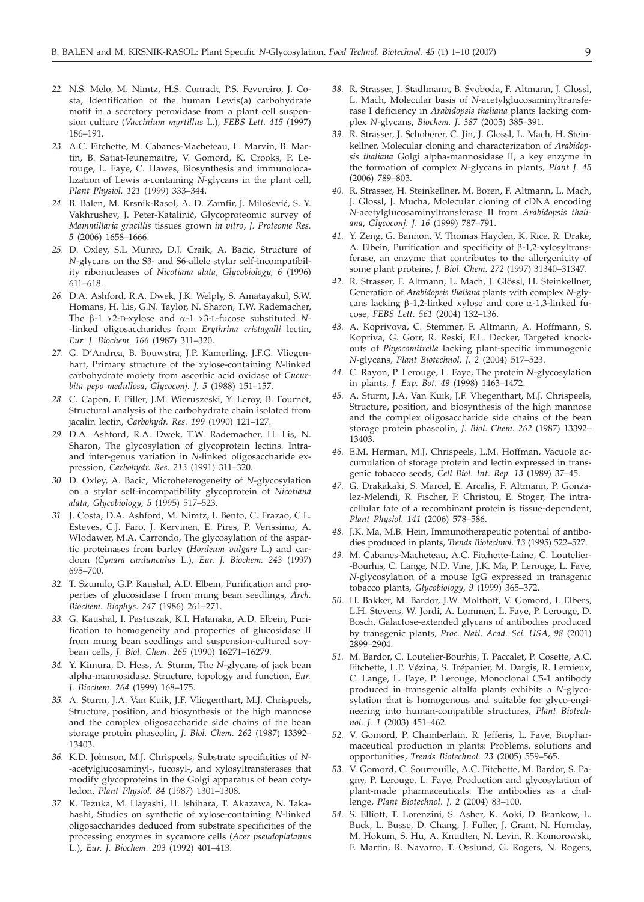22. N.S. Melo, M. Nimtz, H.S. Conradt, P.S. Fevereiro, J. Costa, Identification of the human Lewis(a) carbohydrate motif in a secretory peroxidase from a plant cell suspension culture (*Vaccinium myrtillus* L.), *FEBS Lett. 415* (1997) 186–191.

23. A.C. Fitchette, M. Cabanes-Macheteau, L. Marvin, B. Martin, B. Satiat-Jeunemaitre, V. Gomord, K. Crooks, P. Lerouge, L. Faye, C. Hawes, Biosynthesis and immunolocalization of Lewis a-containing *N*-glycans in the plant cell, *Plant Physiol. 121* (1999) 333–344.

24. B. Balen, M. Krsnik-Rasol, A. D. Zamfir, J. Milošević, S. Y. Vakhrushev, J. Peter-Katalinić, Glycoproteomic survey of *Mammillaria gracillis* tissues grown *in vitro*, *J. Proteome Res. 5* (2006) 1658–1666.

25. D. Oxley, S.L Munro, D.J. Craik, A. Bacic, Structure of *N*-glycans on the S3- and S6-allele stylar self-incompatibility ribonucleases of *Nicotiana alata*, *Glycobiology, 6* (1996) 611–618.

26. D.A. Ashford, R.A. Dwek, J.K. Welply, S. Amatayakul, S.W. Homans, H. Lis, G.N. Taylor, N. Sharon, T.W. Rademacher, The β-1→2-D-xylose and α-1→3-L-fucose substituted *N*-linked oligosaccharides from *Erythrina cristagalli* lectin, *Eur. J. Biochem. 166* (1987) 311–320.

27. G. D'Andrea, B. Bouwstra, J.P. Kamerling, J.F.G. Vliegenhart, Primary structure of the xylose-containing *N*-linked carbohydrate moiety from ascorbic acid oxidase of *Cucurbita pepo medullosa*, *Glycoconj. J. 5* (1988) 151–157.

28. C. Capon, F. Piller, J.M. Wieruszeski, Y. Leroy, B. Fournet, Structural analysis of the carbohydrate chain isolated from jacalin lectin, *Carbohydr. Res. 199* (1990) 121–127.

29. D.A. Ashford, R.A. Dwek, T.W. Rademacher, H. Lis, N. Sharon, The glycosylation of glycoprotein lectins. Intra- and inter-genus variation in *N*-linked oligosaccharide expression, *Carbohydr. Res. 213* (1991) 311–320.

30. D. Oxley, A. Bacic, Microheterogeneity of *N*-glycosylation on a stylar self-incompatibility glycoprotein of *Nicotiana alata*, *Glycobiology, 5* (1995) 517–523.

31. J. Costa, D.A. Ashford, M. Nimtz, I. Bento, C. Frazao, C.L. Esteves, C.J. Faro, J. Kervinen, E. Pires, P. Verissimo, A. Wlodawer, M.A. Carrondo, The glycosylation of the aspartic proteinases from barley (*Hordeum vulgare* L.) and cardoon (*Cynara cardunculus* L.), *Eur. J. Biochem. 243* (1997) 695–700.

32. T. Szumilo, G.P. Kaushal, A.D. Elbein, Purification and properties of glucosidase I from mung bean seedlings, *Arch. Biochem. Biophys. 247* (1986) 261–271.

33. G. Kaushal, I. Pastuszak, K.I. Hatanaka, A.D. Elbein, Purification to homogeneity and properties of glucosidase II from mung bean seedlings and suspension-cultured soybean cells, *J. Biol. Chem. 265* (1990) 16271–16279.

34. Y. Kimura, D. Hess, A. Sturm, The *N*-glycans of jack bean alpha-mannosidase. Structure, topology and function, *Eur. J. Biochem. 264* (1999) 168–175.

35. A. Sturm, J.A. Van Kuik, J.F. Vliegenthart, M.J. Chrispeels, Structure, position, and biosynthesis of the high mannose and the complex oligosaccharide side chains of the bean storage protein phaseolin, *J. Biol. Chem. 262* (1987) 13392–13403.

36. K.D. Johnson, M.J. Chrispeels, Substrate specificities of *N*-acetylglucosaminyl-, fucosyl-, and xylosyltransferases that modify glycoproteins in the Golgi apparatus of bean cotyledon, *Plant Physiol. 84* (1987) 1301–1308.

37. K. Tezuka, M. Hayashi, H. Ishihara, T. Akazawa, N. Takahashi, Studies on synthetic of xylose-containing *N*-linked oligosaccharides deduced from substrate specificities of the processing enzymes in sycamore cells (*Acer pseudoplatanus* L.), *Eur. J. Biochem. 203* (1992) 401–413.

38. R. Strasser, J. Stadlmann, B. Svoboda, F. Altmann, J. Glossl, L. Mach, Molecular basis of *N*-acetylglucosaminyltransferase I deficiency in *Arabidopsis thaliana* plants lacking complex *N*-glycans, *Biochem. J. 387* (2005) 385–391.

39. R. Strasser, J. Schoberer, C. Jin, J. Glossl, L. Mach, H. Steinkellner, Molecular cloning and characterization of *Arabidopsis thaliana* Golgi alpha-mannosidase II, a key enzyme in the formation of complex *N*-glycans in plants, *Plant J. 45* (2006) 789–803.

40. R. Strasser, H. Steinkellner, M. Boren, F. Altmann, L. Mach, J. Glossl, J. Mucha, Molecular cloning of cDNA encoding *N*-acetylglucosaminyltransferase II from *Arabidopsis thaliana*, *Glycoconj. J. 16* (1999) 787–791.

41. Y. Zeng, G. Bannon, V. Thomas Hayden, K. Rice, R. Drake, A. Elbein, Purification and specificity of β-1,2-xylosyltransferase, an enzyme that contributes to the allergenicity of some plant proteins, *J. Biol. Chem. 272* (1997) 31340–31347.

42. R. Strasser, F. Altmann, L. Mach, J. Glössl, H. Steinkellner, Generation of *Arabidopsis thaliana* plants with complex *N*-glycans lacking β-1,2-linked xylose and core α-1,3-linked fucose, *FEBS Lett. 561* (2004) 132–136.

43. A. Koprivova, C. Stemmer, F. Altmann, A. Hoffmann, S. Kopriva, G. Gorr, R. Reski, E.L. Decker, Targeted knockouts of *Physcomitrella* lacking plant-specific immunogenic *N*-glycans, *Plant Biotechnol. J. 2* (2004) 517–523.

44. C. Rayon, P. Lerouge, L. Faye, The protein *N*-glycosylation in plants, *J. Exp. Bot. 49* (1998) 1463–1472.

45. A. Sturm, J.A. Van Kuik, J.F. Vliegenthart, M.J. Chrispeels, Structure, position, and biosynthesis of the high mannose and the complex oligosaccharide side chains of the bean storage protein phaseolin, *J. Biol. Chem. 262* (1987) 13392–13403.

46. E.M. Herman, M.J. Chrispeels, L.M. Hoffman, Vacuole accumulation of storage protein and lectin expressed in transgenic tobacco seeds, *Cell Biol. Int. Rep. 13* (1989) 37–45.

47. G. Drakakaki, S. Marcel, E. Arcalis, F. Altmann, P. Gonzalez-Melendi, R. Fischer, P. Christou, E. Stoger, The intracellular fate of a recombinant protein is tissue-dependent, *Plant Physiol. 141* (2006) 578–586.

48. J.K. Ma, M.B. Hein, Immunotherapeutic potential of antibodies produced in plants, *Trends Biotechnol. 13* (1995) 522–527.

49. M. Cabanes-Macheteau, A.C. Fitchette-Laine, C. Loutelier-Bourhis, C. Lange, N.D. Vine, J.K. Ma, P. Lerouge, L. Faye, *N*-glycosylation of a mouse IgG expressed in transgenic tobacco plants, *Glycobiology, 9* (1999) 365–372.

50. H. Bakker, M. Bardor, J.W. Molthoff, V. Gomord, I. Elbers, L.H. Stevens, W. Jordi, A. Lommen, L. Faye, P. Lerouge, D. Bosch, Galactose-extended glycans of antibodies produced by transgenic plants, *Proc. Natl. Acad. Sci. USA, 98* (2001) 2899–2904.

51. M. Bardor, C. Loutelier-Bourhis, T. Paccalet, P. Cosette, A.C. Fitchette, L.P. Vézina, S. Trépanier, M. Dargis, R. Lemieux, C. Lange, L. Faye, P. Lerouge, Monoclonal C5-1 antibody produced in transgenic alfalfa plants exhibits a *N*-glycosylation that is homogenous and suitable for glyco-engineering into human-compatible structures, *Plant Biotechnol. J. 1* (2003) 451–462.

52. V. Gomord, P. Chamberlain, R. Jefferis, L. Faye, Biopharmaceutical production in plants: Problems, solutions and opportunities, *Trends Biotechnol. 23* (2005) 559–565.

53. V. Gomord, C. Sourrouille, A.C. Fitchette, M. Bardor, S. Pagny, P. Lerouge, L. Faye, Production and glycosylation of plant-made pharmaceuticals: The antibodies as a challenge, *Plant Biotechnol. J. 2* (2004) 83–100.

54. S. Elliott, T. Lorenzini, S. Asher, K. Aoki, D. Brankow, L. Buck, L. Busse, D. Chang, J. Fuller, J. Grant, N. Hernday, M. Hokum, S. Hu, A. Knudten, N. Levin, R. Komorowski, F. Martin, R. Navarro, T. Osslund, G. Rogers, N. Rogers,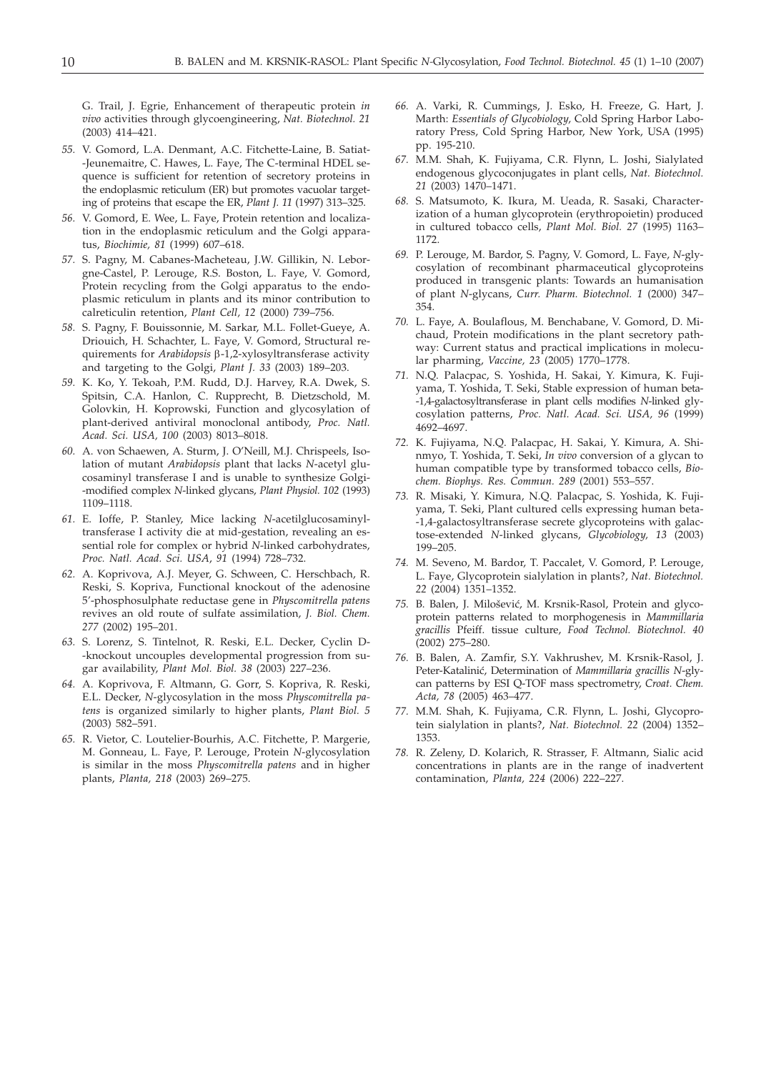G. Trail, J. Egrie, Enhancement of therapeutic protein *in vivo* activities through glycoengineering, *Nat. Biotechnol. 21* (2003) 414–421.

*55.* V. Gomord, L.A. Denmant, A.C. Fitchette-Laine, B. Satiat-Jeunemaitre, C. Hawes, L. Faye, The C-terminal HDEL sequence is sufficient for retention of secretory proteins in the endoplasmic reticulum (ER) but promotes vacuolar targeting of proteins that escape the ER, *Plant J. 11* (1997) 313–325.

*56.* V. Gomord, E. Wee, L. Faye, Protein retention and localization in the endoplasmic reticulum and the Golgi apparatus, *Biochimie, 81* (1999) 607–618.

*57.* S. Pagny, M. Cabanes-Macheteau, J.W. Gillikin, N. Leborgne-Castel, P. Lerouge, R.S. Boston, L. Faye, V. Gomord, Protein recycling from the Golgi apparatus to the endoplasmic reticulum in plants and its minor contribution to calreticulin retention, *Plant Cell, 12* (2000) 739–756.

*58.* S. Pagny, F. Bouissonnie, M. Sarkar, M.L. Follet-Gueye, A. Driouich, H. Schachter, L. Faye, V. Gomord, Structural requirements for *Arabidopsis* β-1,2-xylosyltransferase activity and targeting to the Golgi, *Plant J. 33* (2003) 189–203.

*59.* K. Ko, Y. Tekoah, P.M. Rudd, D.J. Harvey, R.A. Dwek, S. Spitsin, C.A. Hanlon, C. Rupprecht, B. Dietzschold, M. Golovkin, H. Koprowski, Function and glycosylation of plant-derived antiviral monoclonal antibody, *Proc. Natl. Acad. Sci. USA, 100* (2003) 8013–8018.

*60.* A. von Schaewen, A. Sturm, J. O'Neill, M.J. Chrispeels, Isolation of mutant *Arabidopsis* plant that lacks *N*-acetyl glucosaminyl transferase I and is unable to synthesize Golgi-modified complex *N*-linked glycans, *Plant Physiol. 102* (1993) 1109–1118.

*61.* E. Ioffe, P. Stanley, Mice lacking *N*-acetilglucosaminyltransferase I activity die at mid-gestation, revealing an essential role for complex or hybrid *N*-linked carbohydrates, *Proc. Natl. Acad. Sci. USA, 91* (1994) 728–732.

*62.* A. Koprivova, A.J. Meyer, G. Schween, C. Herschbach, R. Reski, S. Kopriva, Functional knockout of the adenosine 5'-phosphosulphate reductase gene in *Physcomitrella patens* revives an old route of sulfate assimilation, *J. Biol. Chem. 277* (2002) 195–201.

*63.* S. Lorenz, S. Tintelnot, R. Reski, E.L. Decker, Cyclin D-knockout uncouples developmental progression from sugar availability, *Plant Mol. Biol. 38* (2003) 227–236.

*64.* A. Koprivova, F. Altmann, G. Gorr, S. Kopriva, R. Reski, E.L. Decker, *N*-glycosylation in the moss *Physcomitrella patens* is organized similarly to higher plants, *Plant Biol. 5* (2003) 582–591.

*65.* R. Vietor, C. Loutelier-Bourhis, A.C. Fitchette, P. Margerie, M. Gonneau, L. Faye, P. Lerouge, Protein *N*-glycosylation is similar in the moss *Physcomitrella patens* and in higher plants, *Planta, 218* (2003) 269–275.

*66.* A. Varki, R. Cummings, J. Esko, H. Freeze, G. Hart, J. Marth: *Essentials of Glycobiology*, Cold Spring Harbor Laboratory Press, Cold Spring Harbor, New York, USA (1995) pp. 195-210.

*67.* M.M. Shah, K. Fujiyama, C.R. Flynn, L. Joshi, Sialylated endogenous glycoconjugates in plant cells, *Nat. Biotechnol. 21* (2003) 1470–1471.

*68.* S. Matsumoto, K. Ikura, M. Ueada, R. Sasaki, Characterization of a human glycoprotein (erythropoietin) produced in cultured tobacco cells, *Plant Mol. Biol. 27* (1995) 1163–1172.

*69.* P. Lerouge, M. Bardor, S. Pagny, V. Gomord, L. Faye, *N*-glycosylation of recombinant pharmaceutical glycoproteins produced in transgenic plants: Towards an humanisation of plant *N*-glycans, *Curr. Pharm. Biotechnol. 1* (2000) 347–354.

*70.* L. Faye, A. Boulaflous, M. Benchabane, V. Gomord, D. Michaud, Protein modifications in the plant secretory pathway: Current status and practical implications in molecular pharming, *Vaccine, 23* (2005) 1770–1778.

*71.* N.Q. Palacpac, S. Yoshida, H. Sakai, Y. Kimura, K. Fujiyama, T. Yoshida, T. Seki, Stable expression of human beta-1,4-galactosyltransferase in plant cells modifies *N*-linked glycosylation patterns, *Proc. Natl. Acad. Sci. USA, 96* (1999) 4692–4697.

*72.* K. Fujiyama, N.Q. Palacpac, H. Sakai, Y. Kimura, A. Shinmyo, T. Yoshida, T. Seki, *In vivo* conversion of a glycan to human compatible type by transformed tobacco cells, *Biochem. Biophys. Res. Commun. 289* (2001) 553–557.

*73.* R. Misaki, Y. Kimura, N.Q. Palacpac, S. Yoshida, K. Fujiyama, T. Seki, Plant cultured cells expressing human beta-1,4-galactosyltransferase secrete glycoproteins with galactose-extended *N*-linked glycans, *Glycobiology, 13* (2003) 199–205.

*74.* M. Seveno, M. Bardor, T. Paccalet, V. Gomord, P. Lerouge, L. Faye, Glycoprotein sialylation in plants?, *Nat. Biotechnol. 22* (2004) 1351–1352.

*75.* B. Balen, J. Milošević, M. Krsnik-Rasol, Protein and glycoprotein patterns related to morphogenesis in *Mammillaria gracillis* Pfeiff. tissue culture, *Food Technol. Biotechnol. 40* (2002) 275–280.

*76.* B. Balen, A. Zamfir, S.Y. Vakhrushev, M. Krsnik-Rasol, J. Peter-Katalinić, Determination of *Mammillaria gracillis N*-glycan patterns by ESI Q-TOF mass spectrometry, *Croat. Chem. Acta, 78* (2005) 463–477.

*77.* M.M. Shah, K. Fujiyama, C.R. Flynn, L. Joshi, Glycoprotein sialylation in plants?, *Nat. Biotechnol. 22* (2004) 1352–1353.

*78.* R. Zeleny, D. Kolarich, R. Strasser, F. Altmann, Sialic acid concentrations in plants are in the range of inadvertent contamination, *Planta, 224* (2006) 222–227.